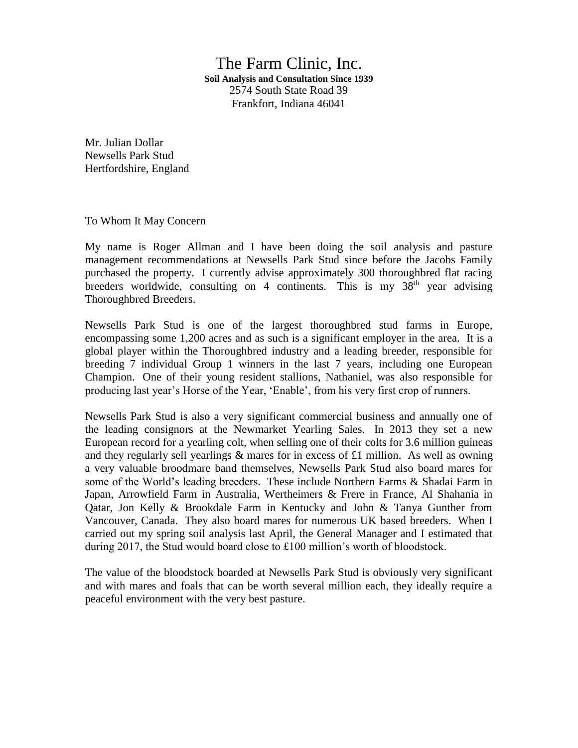# The Farm Clinic, Inc.

**Soil Analysis and Consultation Since 1939**
2574 South State Road 39
Frankfort, Indiana 46041

Mr. Julian Dollar
Newsells Park Stud
Hertfordshire, England

To Whom It May Concern

My name is Roger Allman and I have been doing the soil analysis and pasture management recommendations at Newsells Park Stud since before the Jacobs Family purchased the property. I currently advise approximately 300 thoroughbred flat racing breeders worldwide, consulting on 4 continents. This is my 38th year advising Thoroughbred Breeders.

Newsells Park Stud is one of the largest thoroughbred stud farms in Europe, encompassing some 1,200 acres and as such is a significant employer in the area. It is a global player within the Thoroughbred industry and a leading breeder, responsible for breeding 7 individual Group 1 winners in the last 7 years, including one European Champion. One of their young resident stallions, Nathaniel, was also responsible for producing last year's Horse of the Year, 'Enable', from his very first crop of runners.

Newsells Park Stud is also a very significant commercial business and annually one of the leading consignors at the Newmarket Yearling Sales. In 2013 they set a new European record for a yearling colt, when selling one of their colts for 3.6 million guineas and they regularly sell yearlings & mares for in excess of £1 million. As well as owning a very valuable broodmare band themselves, Newsells Park Stud also board mares for some of the World's leading breeders. These include Northern Farms & Shadai Farm in Japan, Arrowfield Farm in Australia, Wertheimers & Frere in France, Al Shahania in Qatar, Jon Kelly & Brookdale Farm in Kentucky and John & Tanya Gunther from Vancouver, Canada. They also board mares for numerous UK based breeders. When I carried out my spring soil analysis last April, the General Manager and I estimated that during 2017, the Stud would board close to £100 million's worth of bloodstock.

The value of the bloodstock boarded at Newsells Park Stud is obviously very significant and with mares and foals that can be worth several million each, they ideally require a peaceful environment with the very best pasture.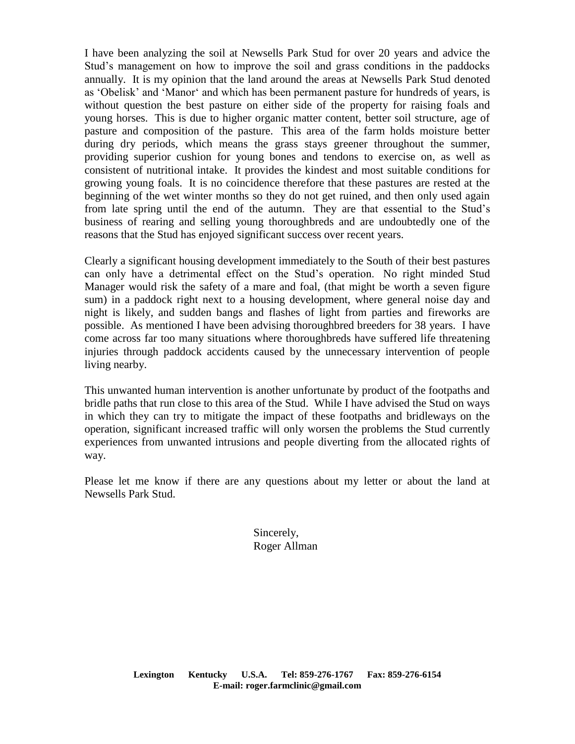I have been analyzing the soil at Newsells Park Stud for over 20 years and advice the Stud's management on how to improve the soil and grass conditions in the paddocks annually. It is my opinion that the land around the areas at Newsells Park Stud denoted as 'Obelisk' and 'Manor' and which has been permanent pasture for hundreds of years, is without question the best pasture on either side of the property for raising foals and young horses. This is due to higher organic matter content, better soil structure, age of pasture and composition of the pasture. This area of the farm holds moisture better during dry periods, which means the grass stays greener throughout the summer, providing superior cushion for young bones and tendons to exercise on, as well as consistent of nutritional intake. It provides the kindest and most suitable conditions for growing young foals. It is no coincidence therefore that these pastures are rested at the beginning of the wet winter months so they do not get ruined, and then only used again from late spring until the end of the autumn. They are that essential to the Stud's business of rearing and selling young thoroughbreds and are undoubtedly one of the reasons that the Stud has enjoyed significant success over recent years.

Clearly a significant housing development immediately to the South of their best pastures can only have a detrimental effect on the Stud's operation. No right minded Stud Manager would risk the safety of a mare and foal, (that might be worth a seven figure sum) in a paddock right next to a housing development, where general noise day and night is likely, and sudden bangs and flashes of light from parties and fireworks are possible. As mentioned I have been advising thoroughbred breeders for 38 years. I have come across far too many situations where thoroughbreds have suffered life threatening injuries through paddock accidents caused by the unnecessary intervention of people living nearby.

This unwanted human intervention is another unfortunate by product of the footpaths and bridle paths that run close to this area of the Stud. While I have advised the Stud on ways in which they can try to mitigate the impact of these footpaths and bridleways on the operation, significant increased traffic will only worsen the problems the Stud currently experiences from unwanted intrusions and people diverting from the allocated rights of way.

Please let me know if there are any questions about my letter or about the land at Newsells Park Stud.

Sincerely,
Roger Allman

**Lexington Kentucky U.S.A. Tel: 859-276-1767 Fax: 859-276-6154**
**E-mail: roger.farmclinic@gmail.com**